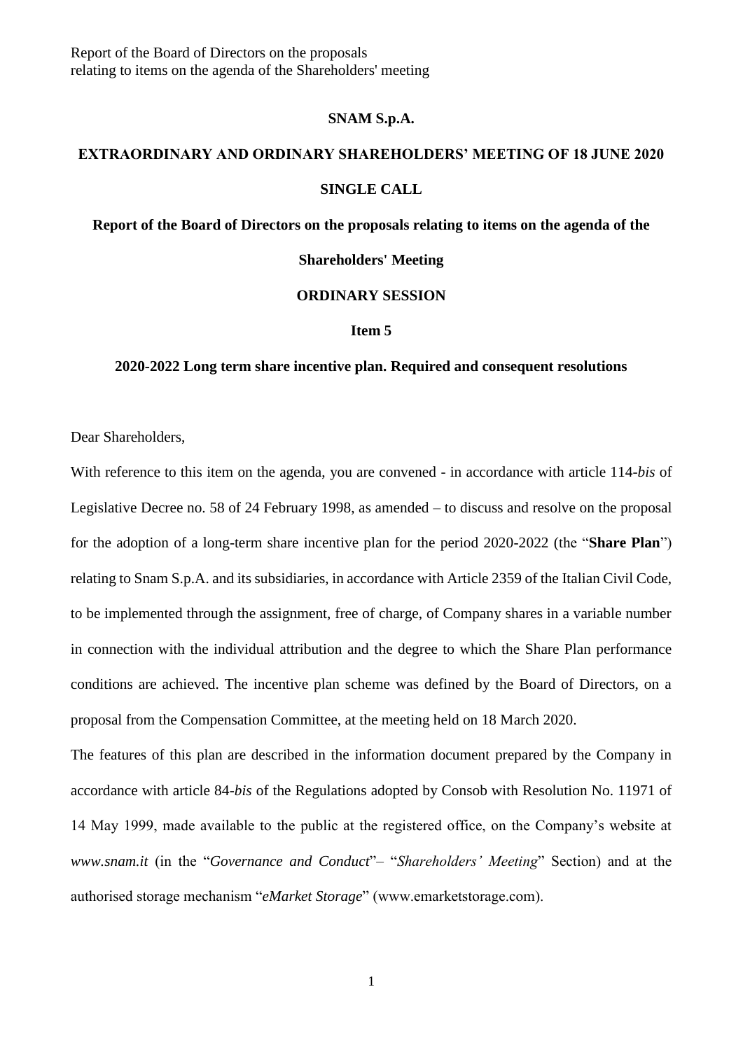**SNAM S.p.A.**

**EXTRAORDINARY AND ORDINARY SHAREHOLDERS' MEETING OF 18 JUNE 2020**

**SINGLE CALL**

**Report of the Board of Directors on the proposals relating to items on the agenda of the Shareholders' Meeting**

**ORDINARY SESSION**

**Item 5**

**2020-2022 Long term share incentive plan. Required and consequent resolutions**

Dear Shareholders,

With reference to this item on the agenda, you are convened - in accordance with article 114-*bis* of Legislative Decree no. 58 of 24 February 1998, as amended – to discuss and resolve on the proposal for the adoption of a long-term share incentive plan for the period 2020-2022 (the "**Share Plan**") relating to Snam S.p.A. and its subsidiaries, in accordance with Article 2359 of the Italian Civil Code, to be implemented through the assignment, free of charge, of Company shares in a variable number in connection with the individual attribution and the degree to which the Share Plan performance conditions are achieved. The incentive plan scheme was defined by the Board of Directors, on a proposal from the Compensation Committee, at the meeting held on 18 March 2020.

The features of this plan are described in the information document prepared by the Company in accordance with article 84-*bis* of the Regulations adopted by Consob with Resolution No. 11971 of 14 May 1999, made available to the public at the registered office, on the Company's website at *www.snam.it* (in the "*Governance and Conduct*"– "*Shareholders' Meeting*" Section) and at the authorised storage mechanism "*eMarket Storage*" (www.emarketstorage.com).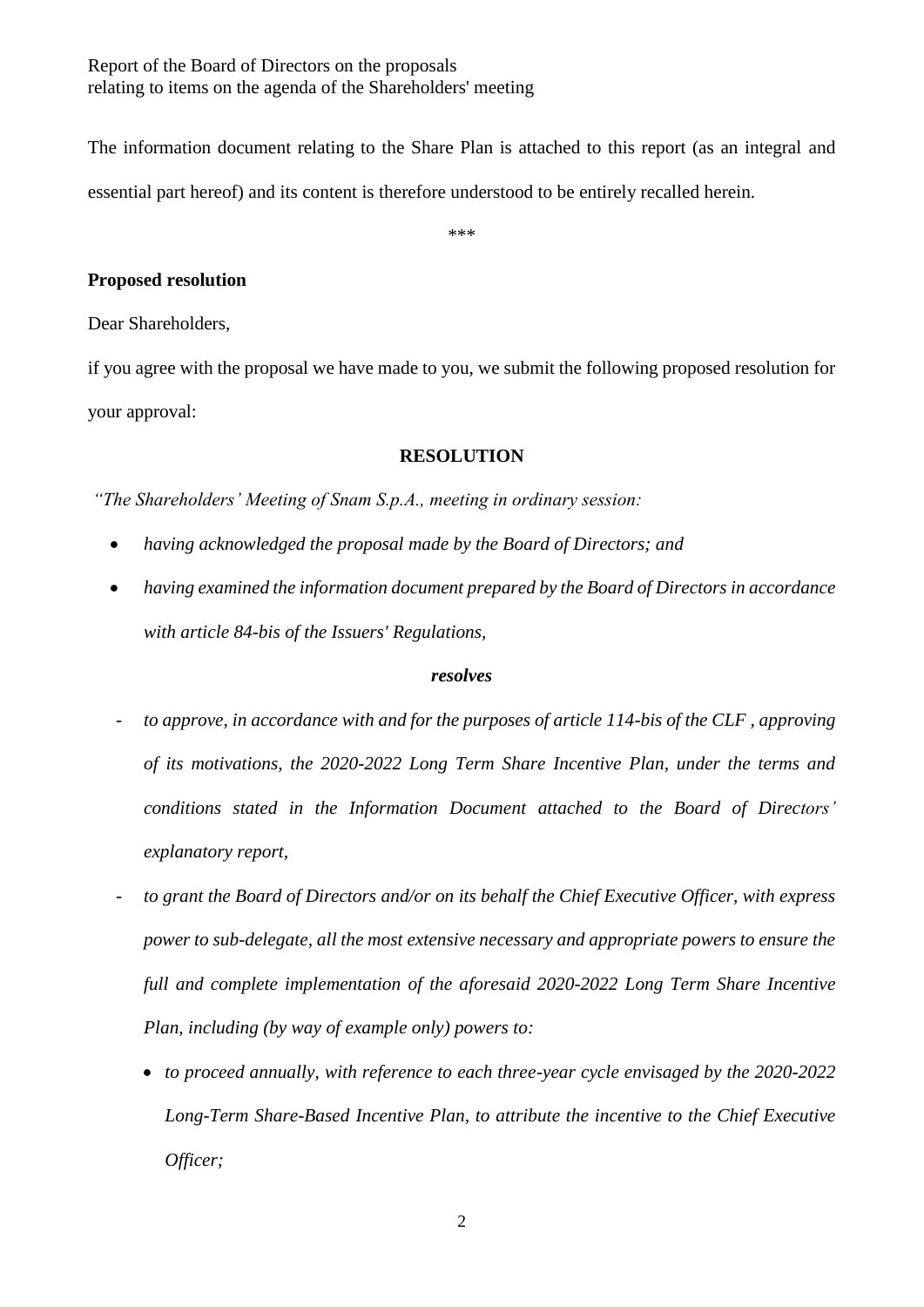The information document relating to the Share Plan is attached to this report (as an integral and essential part hereof) and its content is therefore understood to be entirely recalled herein.

***

**Proposed resolution**

Dear Shareholders,

if you agree with the proposal we have made to you, we submit the following proposed resolution for your approval:

**RESOLUTION**

*"The Shareholders' Meeting of Snam S.p.A., meeting in ordinary session:*

- *having acknowledged the proposal made by the Board of Directors; and*
- *having examined the information document prepared by the Board of Directors in accordance with article 84-bis of the Issuers' Regulations,*

***resolves***

- *to approve, in accordance with and for the purposes of article 114-bis of the CLF , approving of its motivations, the 2020-2022 Long Term Share Incentive Plan, under the terms and conditions stated in the Information Document attached to the Board of Directors' explanatory report,*
- *to grant the Board of Directors and/or on its behalf the Chief Executive Officer, with express power to sub-delegate, all the most extensive necessary and appropriate powers to ensure the full and complete implementation of the aforesaid 2020-2022 Long Term Share Incentive Plan, including (by way of example only) powers to:*
  - *to proceed annually, with reference to each three-year cycle envisaged by the 2020-2022 Long-Term Share-Based Incentive Plan, to attribute the incentive to the Chief Executive Officer;*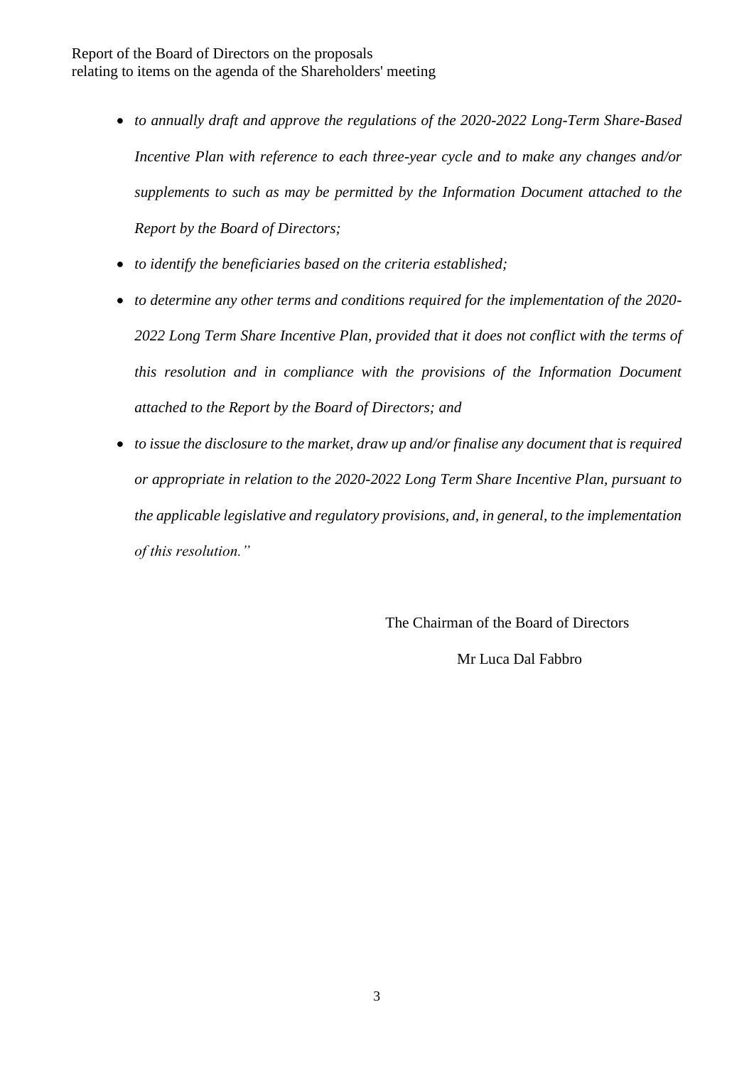- *to annually draft and approve the regulations of the 2020-2022 Long-Term Share-Based Incentive Plan with reference to each three-year cycle and to make any changes and/or supplements to such as may be permitted by the Information Document attached to the Report by the Board of Directors;*
- *to identify the beneficiaries based on the criteria established;*
- *to determine any other terms and conditions required for the implementation of the 2020-2022 Long Term Share Incentive Plan, provided that it does not conflict with the terms of this resolution and in compliance with the provisions of the Information Document attached to the Report by the Board of Directors; and*
- *to issue the disclosure to the market, draw up and/or finalise any document that is required or appropriate in relation to the 2020-2022 Long Term Share Incentive Plan, pursuant to the applicable legislative and regulatory provisions, and, in general, to the implementation of this resolution."*

The Chairman of the Board of Directors

Mr Luca Dal Fabbro